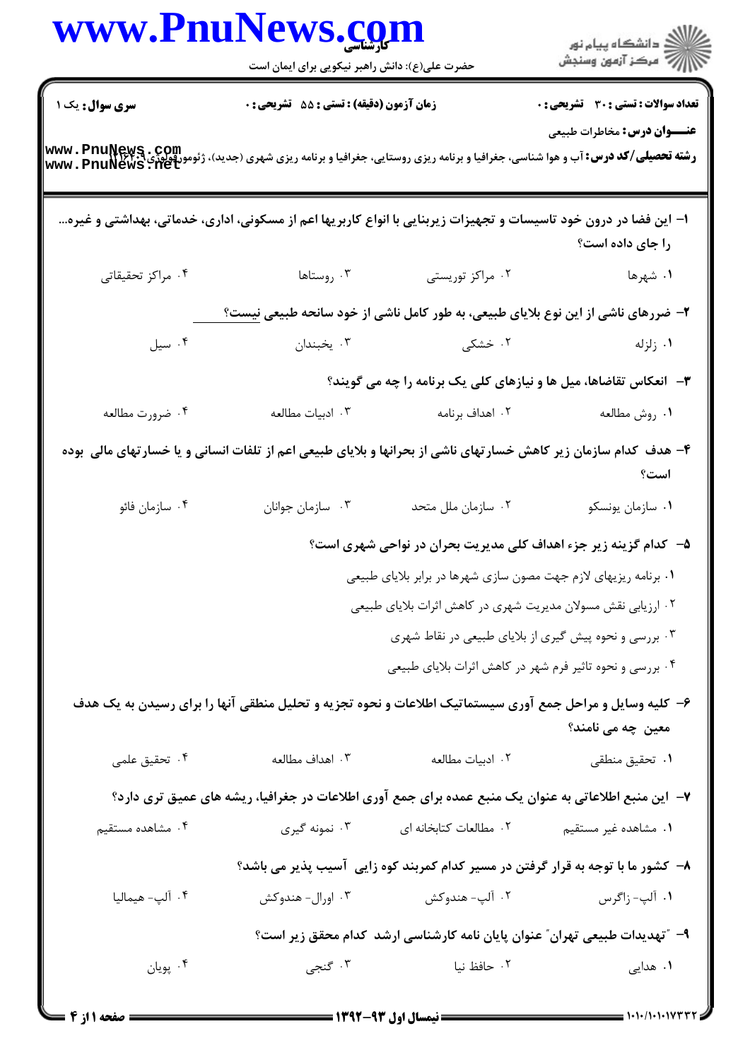**سری سوال:** یک ۱

**زمان آزمون (دقیقه) : تستی : ۵۵ تشریحی : ۰**

**تعداد سوالات : تستی : ۳۰ تشریحی : ۰**

**عنـــوان درس:** مخاطرات طبیعی

**رشته تحصیلی/کد درس:** آب و هوا شناسی، جغرافیا و برنامه ریزی روستایی، جغرافیا و برنامه ریزی شهری (جدید)، ژئومورفولوژی ۱۲۱۶۲۰۹

۱- این فضا در درون خود تاسیسات و تجهیزات زیربنایی با انواع کاربریها اعم از مسکونی، اداری، خدماتی، بهداشتی و غیره... را جای داده است؟

۱. شهرها
۲. مراکز توریستی
۳. روستاها
۴. مراکز تحقیقاتی

۲- ضررهای ناشی از این نوع بلایای طبیعی، به طور کامل ناشی از خود سانحه طبیعی نیست؟

۱. زلزله
۲. خشکی
۳. یخبندان
۴. سیل

۳- انعکاس تقاضاها، میل ها و نیازهای کلی یک برنامه را چه می گویند؟

۱. روش مطالعه
۲. اهداف برنامه
۳. ادبیات مطالعه
۴. ضرورت مطالعه

۴- هدف کدام سازمان زیر کاهش خسارتهای ناشی از بحرانها و بلایای طبیعی اعم از تلفات انسانی و یا خسارتهای مالی بوده است؟

۱. سازمان یونسکو
۲. سازمان ملل متحد
۳. سازمان جوانان
۴. سازمان فائو

۵- کدام گزینه زیر جزء اهداف کلی مدیریت بحران در نواحی شهری است؟

۱. برنامه ریزیهای لازم جهت مصون سازی شهرها در برابر بلایای طبیعی
۲. ارزیابی نقش مسولان مدیریت شهری در کاهش اثرات بلایای طبیعی
۳. بررسی و نحوه پیش گیری از بلایای طبیعی در نقاط شهری
۴. بررسی و نحوه تاثیر فرم شهر در کاهش اثرات بلایای طبیعی

۶- کلیه وسایل و مراحل جمع آوری سیستماتیک اطلاعات و نحوه تجزیه و تحلیل منطقی آنها را برای رسیدن به یک هدف معین چه می نامند؟

۱. تحقیق منطقی
۲. ادبیات مطالعه
۳. اهداف مطالعه
۴. تحقیق علمی

۷- این منبع اطلاعاتی به عنوان یک منبع عمده برای جمع آوری اطلاعات در جغرافیا، ریشه های عمیق تری دارد؟

۱. مشاهده غیر مستقیم
۲. مطالعات کتابخانه ای
۳. نمونه گیری
۴. مشاهده مستقیم

۸- کشور ما با توجه به قرار گرفتن در مسیر کدام کمربند کوه زایی آسیب پذیر می باشد؟

۱. آلپ- زاگرس
۲. آلپ- هندوکش
۳. اورال- هندوکش
۴. آلپ- هیمالیا

۹- "تهدیدات طبیعی تهران" عنوان پایان نامه کارشناسی ارشد کدام محقق زیر است؟

۱. هدایی
۲. حافظ نیا
۳. گنجی
۴. پویان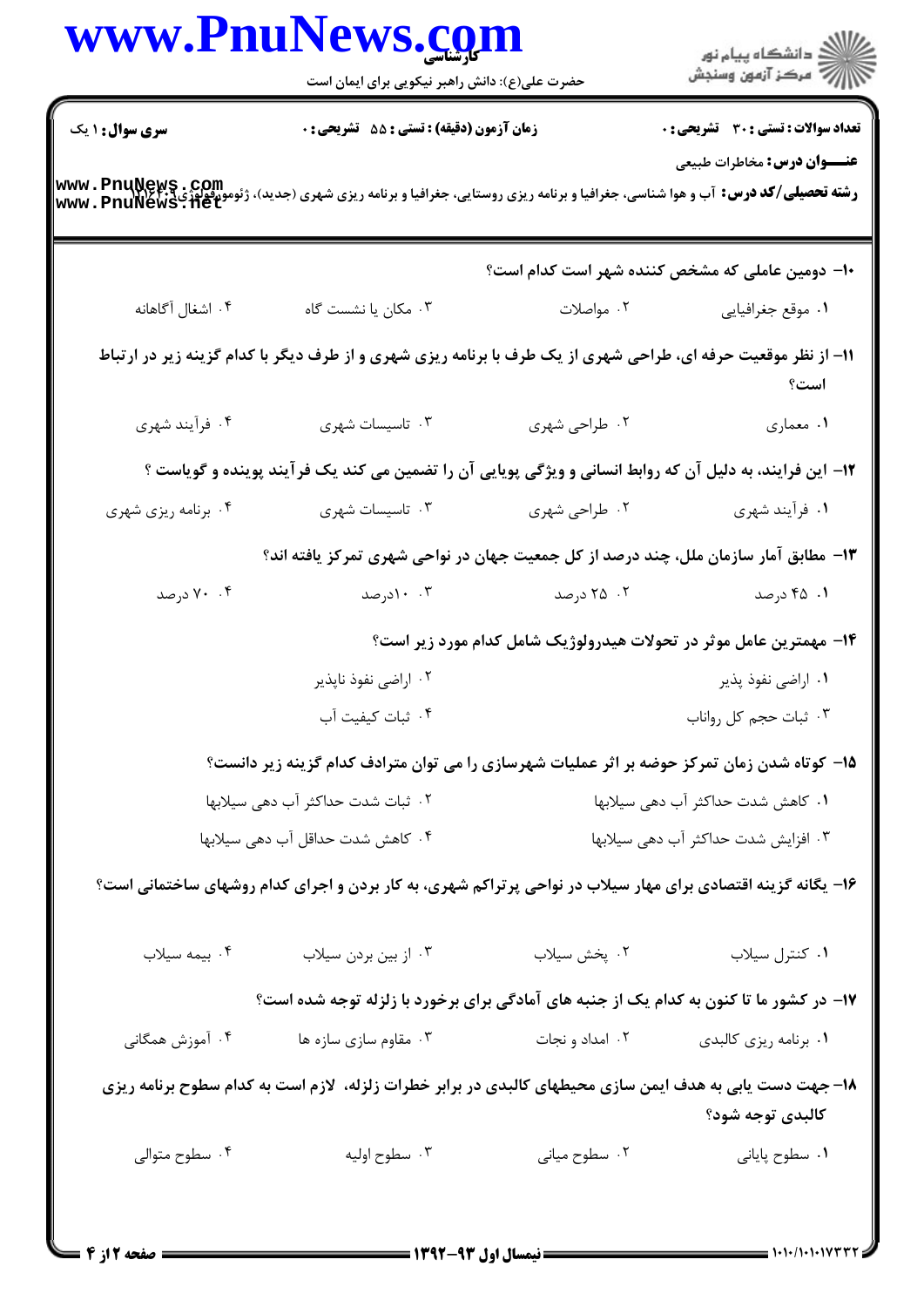**عنـــوان درس:** مخاطرات طبیعی

**رشته تحصیلی/کد درس:** آب و هوا شناسی، جغرافیا و برنامه ریزی روستایی، جغرافیا و برنامه ریزی شهری (جدید)، ژئومورفولوژی ۱۲۱۶۲۰۹

**سری سوال:** ۱ یک | **زمان آزمون (دقیقه) : تستی :** ۵۵ **تشریحی :** ۰ | **تعداد سوالات : تستی :** ۳۰ **تشریحی :** ۰

**۱۰- دومین عاملی که مشخص کننده شهر است کدام است؟**

۱. موقع جغرافیایی
۲. مواصلات
۳. مکان یا نشست گاه
۴. اشغال آگاهانه

**۱۱- از نظر موقعیت حرفه ای، طراحی شهری از یک طرف با برنامه ریزی شهری و از طرف دیگر با کدام گزینه زیر در ارتباط است؟**

۱. معماری
۲. طراحی شهری
۳. تاسیسات شهری
۴. فرآیند شهری

**۱۲- این فرایند، به دلیل آن که روابط انسانی و ویژگی پویایی آن را تضمین می کند یک فرآیند پوینده و گویاست ؟**

۱. فرآیند شهری
۲. طراحی شهری
۳. تاسیسات شهری
۴. برنامه ریزی شهری

**۱۳- مطابق آمار سازمان ملل، چند درصد از کل جمعیت جهان در نواحی شهری تمرکز یافته اند؟**

۱. ۴۵ درصد
۲. ۲۵ درصد
۳. ۱۰درصد
۴. ۷۰ درصد

**۱۴- مهمترین عامل موثر در تحولات هیدرولوژیک شامل کدام مورد زیر است؟**

۱. اراضی نفوذ پذیر
۲. اراضی نفوذ ناپذیر
۳. ثبات حجم کل رواناب
۴. ثبات کیفیت آب

**۱۵- کوتاه شدن زمان تمرکز حوضه بر اثر عملیات شهرسازی را می توان مترادف کدام گزینه زیر دانست؟**

۱. کاهش شدت حداکثر آب دهی سیلابها
۲. ثبات شدت حداکثر آب دهی سیلابها
۳. افزایش شدت حداکثر آب دهی سیلابها
۴. کاهش شدت حداقل آب دهی سیلابها

**۱۶- یگانه گزینه اقتصادی برای مهار سیلاب در نواحی پرتراکم شهری، به کار بردن و اجرای کدام روشهای ساختمانی است؟**

۱. کنترل سیلاب
۲. پخش سیلاب
۳. از بین بردن سیلاب
۴. بیمه سیلاب

**۱۷- در کشور ما تا کنون به کدام یک از جنبه های آمادگی برای برخورد با زلزله توجه شده است؟**

۱. برنامه ریزی کالبدی
۲. امداد و نجات
۳. مقاوم سازی سازه ها
۴. آموزش همگانی

**۱۸- جهت دست یابی به هدف ایمن سازی محیطهای کالبدی در برابر خطرات زلزله، لازم است به کدام سطوح برنامه ریزی کالبدی توجه شود؟**

۱. سطوح پایانی
۲. سطوح میانی
۳. سطوح اولیه
۴. سطوح متوالی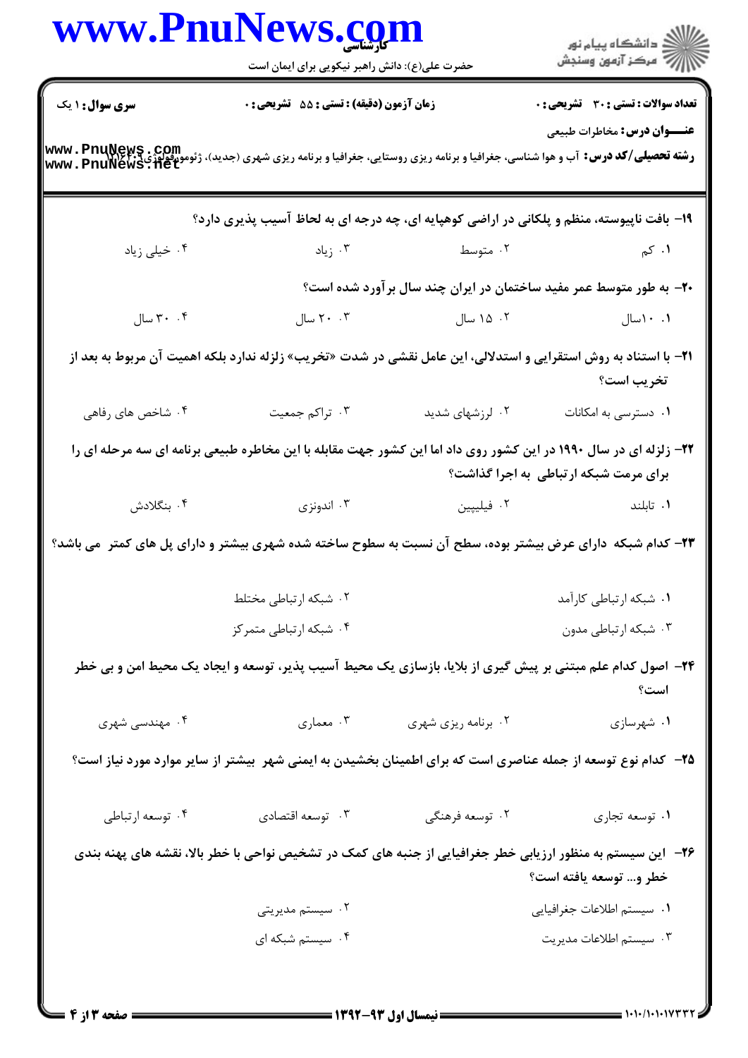**سری سوال:** ۱ یک

**زمان آزمون (دقیقه) : تستی :** ۵۵ **تشریحی :** ۰

**تعداد سوالات : تستی :** ۳۰ **تشریحی :** ۰

**عنـــوان درس:** مخاطرات طبیعی

**رشته تحصیلی/کد درس:** آب و هوا شناسی، جغرافیا و برنامه ریزی روستایی، جغرافیا و برنامه ریزی شهری (جدید)، ژئومورفولوژی۱۲۱۶۰۰۹

۱۹- بافت ناپیوسته، منظم و پلکانی در اراضی کوهپایه ای، چه درجه ای به لحاظ آسیب پذیری دارد؟

۱. کم
۲. متوسط
۳. زیاد
۴. خیلی زیاد

۲۰- به طور متوسط عمر مفید ساختمان در ایران چند سال برآورد شده است؟

۱. ۱۰سال
۲. ۱۵ سال
۳. ۲۰ سال
۴. ۳۰ سال

۲۱- با استناد به روش استقرایی و استدلالی، این عامل نقشی در شدت «تخریب» زلزله ندارد بلکه اهمیت آن مربوط به بعد از تخریب است؟

۱. دسترسی به امکانات
۲. لرزشهای شدید
۳. تراکم جمعیت
۴. شاخص های رفاهی

۲۲- زلزله ای در سال ۱۹۹۰ در این کشور روی داد اما این کشور جهت مقابله با این مخاطره طبیعی برنامه ای سه مرحله ای را برای مرمت شبکه ارتباطی به اجرا گذاشت؟

۱. تایلند
۲. فیلیپین
۳. اندونزی
۴. بنگلادش

۲۳- کدام شبکه دارای عرض بیشتر بوده، سطح آن نسبت به سطوح ساخته شده شهری بیشتر و دارای پل های کمتر می باشد؟

۱. شبکه ارتباطی کارآمد
۲. شبکه ارتباطی مختلط
۳. شبکه ارتباطی مدون
۴. شبکه ارتباطی متمرکز

۲۴- اصول کدام علم مبتنی بر پیش گیری از بلایا، بازسازی یک محیط آسیب پذیر، توسعه و ایجاد یک محیط امن و بی خطر است؟

۱. شهرسازی
۲. برنامه ریزی شهری
۳. معماری
۴. مهندسی شهری

۲۵- کدام نوع توسعه از جمله عناصری است که برای اطمینان بخشیدن به ایمنی شهر بیشتر از سایر موارد مورد نیاز است؟

۱. توسعه تجاری
۲. توسعه فرهنگی
۳. توسعه اقتصادی
۴. توسعه ارتباطی

۲۶- این سیستم به منظور ارزیابی خطر جغرافیایی از جنبه های کمک در تشخیص نواحی با خطر بالا، نقشه های پهنه بندی خطر و... توسعه یافته است؟

۱. سیستم اطلاعات جغرافیایی
۲. سیستم مدیریتی
۳. سیستم اطلاعات مدیریت
۴. سیستم شبکه ای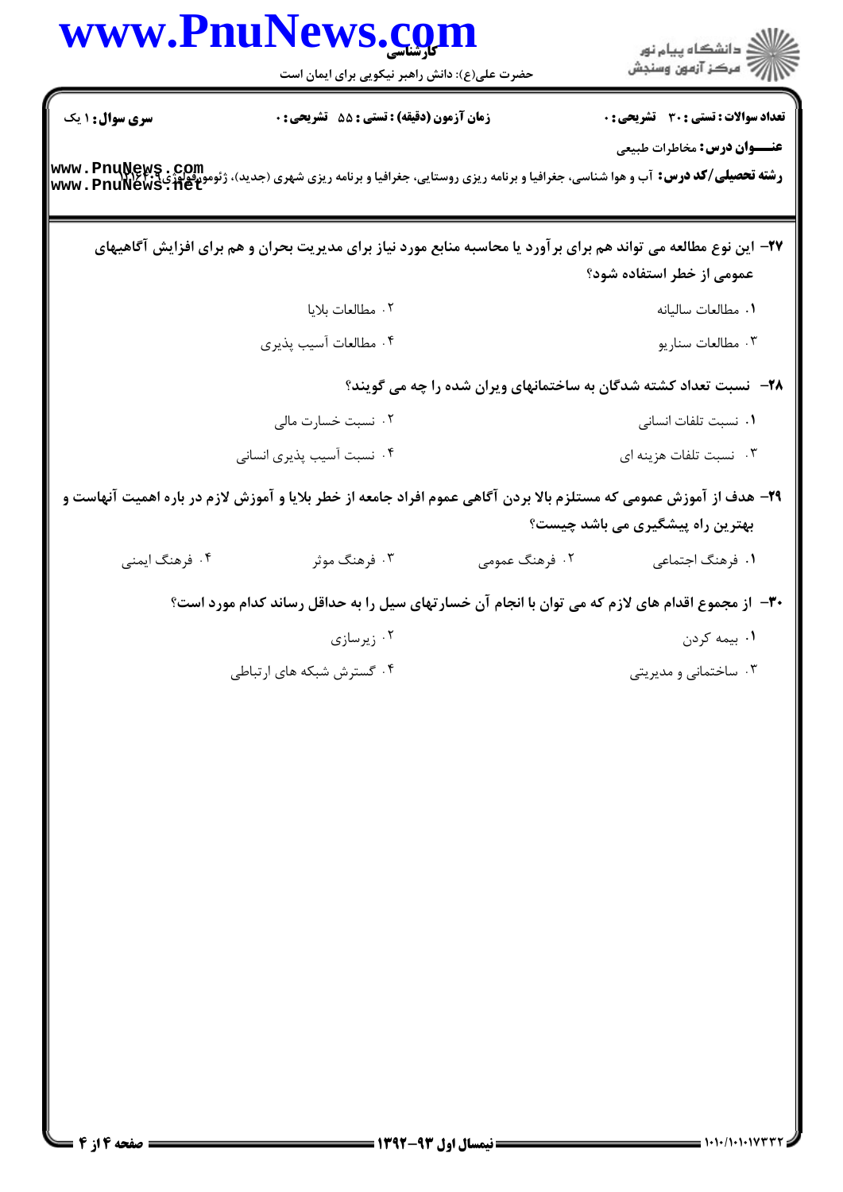**تعداد سوالات : تستی : ۳۰ تشریحی : ۰** | **زمان آزمون (دقیقه) : تستی : ۵۵ تشریحی : ۰** | **سری سوال : ۱ یک**

**عنـــوان درس:** مخاطرات طبیعی

**رشته تحصیلی/کد درس:** آب و هوا شناسی، جغرافیا و برنامه ریزی روستایی، جغرافیا و برنامه ریزی شهری (جدید)، ژئومورفولوژی ۱۲۱۶۰۰۹

**۲۷- این نوع مطالعه می تواند هم برای برآورد یا محاسبه منابع مورد نیاز برای مدیریت بحران و هم برای افزایش آگاهیهای عمومی از خطر استفاده شود؟**

۱. مطالعات سالیانه
۲. مطالعات بلایا
۳. مطالعات سناریو
۴. مطالعات آسیب پذیری

**۲۸- نسبت تعداد کشته شدگان به ساختمانهای ویران شده را چه می گویند؟**

۱. نسبت تلفات انسانی
۲. نسبت خسارت مالی
۳. نسبت تلفات هزینه ای
۴. نسبت آسیب پذیری انسانی

**۲۹- هدف از آموزش عمومی که مستلزم بالا بردن آگاهی عموم افراد جامعه از خطر بلایا و آموزش لازم در باره اهمیت آنهاست و بهترین راه پیشگیری می باشد چیست؟**

۱. فرهنگ اجتماعی
۲. فرهنگ عمومی
۳. فرهنگ موثر
۴. فرهنگ ایمنی

**۳۰- از مجموع اقدام های لازم که می توان با انجام آن خسارتهای سیل را به حداقل رساند کدام مورد است؟**

۱. بیمه کردن
۲. زیرسازی
۳. ساختمانی و مدیریتی
۴. گسترش شبکه های ارتباطی